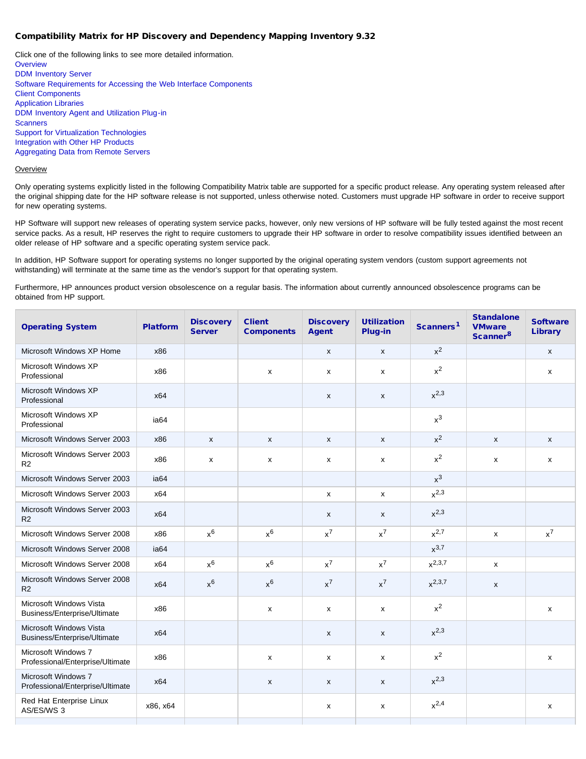# Compatibility Matrix for HP Discovery and Dependency Mapping Inventory 9.32

Click one of the following links to see more detailed information.

- Overview
- DDM Inventory Server
- Software Requirements for Accessing the Web Interface Components
- Client Components
- Application Libraries
- DDM Inventory Agent and Utilization Plug-in
- Scanners
- Support for Virtualization Technologies
- Integration with Other HP Products
- Aggregating Data from Remote Servers

## Overview

Only operating systems explicitly listed in the following Compatibility Matrix table are supported for a specific product release. Any operating system released after the original shipping date for the HP software release is not supported, unless otherwise noted. Customers must upgrade HP software in order to receive support for new operating systems.

HP Software will support new releases of operating system service packs, however, only new versions of HP software will be fully tested against the most recent service packs. As a result, HP reserves the right to require customers to upgrade their HP software in order to resolve compatibility issues identified between an older release of HP software and a specific operating system service pack.

In addition, HP Software support for operating systems no longer supported by the original operating system vendors (custom support agreements not withstanding) will terminate at the same time as the vendor's support for that operating system.

Furthermore, HP announces product version obsolescence on a regular basis. The information about currently announced obsolescence programs can be obtained from HP support.

| Operating System | Platform | Discovery Server | Client Components | Discovery Agent | Utilization Plug-in | Scanners[1] | Standalone VMware Scanner[8] | Software Library |
|---|---|---|---|---|---|---|---|---|
| Microsoft Windows XP Home | x86 | | | x | x | x[2] | | x |
| Microsoft Windows XP Professional | x86 | | x | x | x | x[2] | | x |
| Microsoft Windows XP Professional | x64 | | | x | x | x[2,3] | | |
| Microsoft Windows XP Professional | ia64 | | | | | x[3] | | |
| Microsoft Windows Server 2003 | x86 | x | x | x | x | x[2] | x | x |
| Microsoft Windows Server 2003 R2 | x86 | x | x | x | x | x[2] | x | x |
| Microsoft Windows Server 2003 | ia64 | | | | | x[3] | | |
| Microsoft Windows Server 2003 | x64 | | | x | x | x[2,3] | | |
| Microsoft Windows Server 2003 R2 | x64 | | | x | x | x[2,3] | | |
| Microsoft Windows Server 2008 | x86 | x[6] | x[6] | x[7] | x[7] | x[2,7] | x | x[7] |
| Microsoft Windows Server 2008 | ia64 | | | | | x[3,7] | | |
| Microsoft Windows Server 2008 | x64 | x[6] | x[6] | x[7] | x[7] | x[2,3,7] | x | |
| Microsoft Windows Server 2008 R2 | x64 | x[6] | x[6] | x[7] | x[7] | x[2,3,7] | x | |
| Microsoft Windows Vista Business/Enterprise/Ultimate | x86 | | x | x | x | x[2] | | x |
| Microsoft Windows Vista Business/Enterprise/Ultimate | x64 | | | x | x | x[2,3] | | |
| Microsoft Windows 7 Professional/Enterprise/Ultimate | x86 | | x | x | x | x[2] | | x |
| Microsoft Windows 7 Professional/Enterprise/Ultimate | x64 | | x | x | x | x[2,3] | | |
| Red Hat Enterprise Linux AS/ES/WS 3 | x86, x64 | | | x | x | x[2,4] | | x |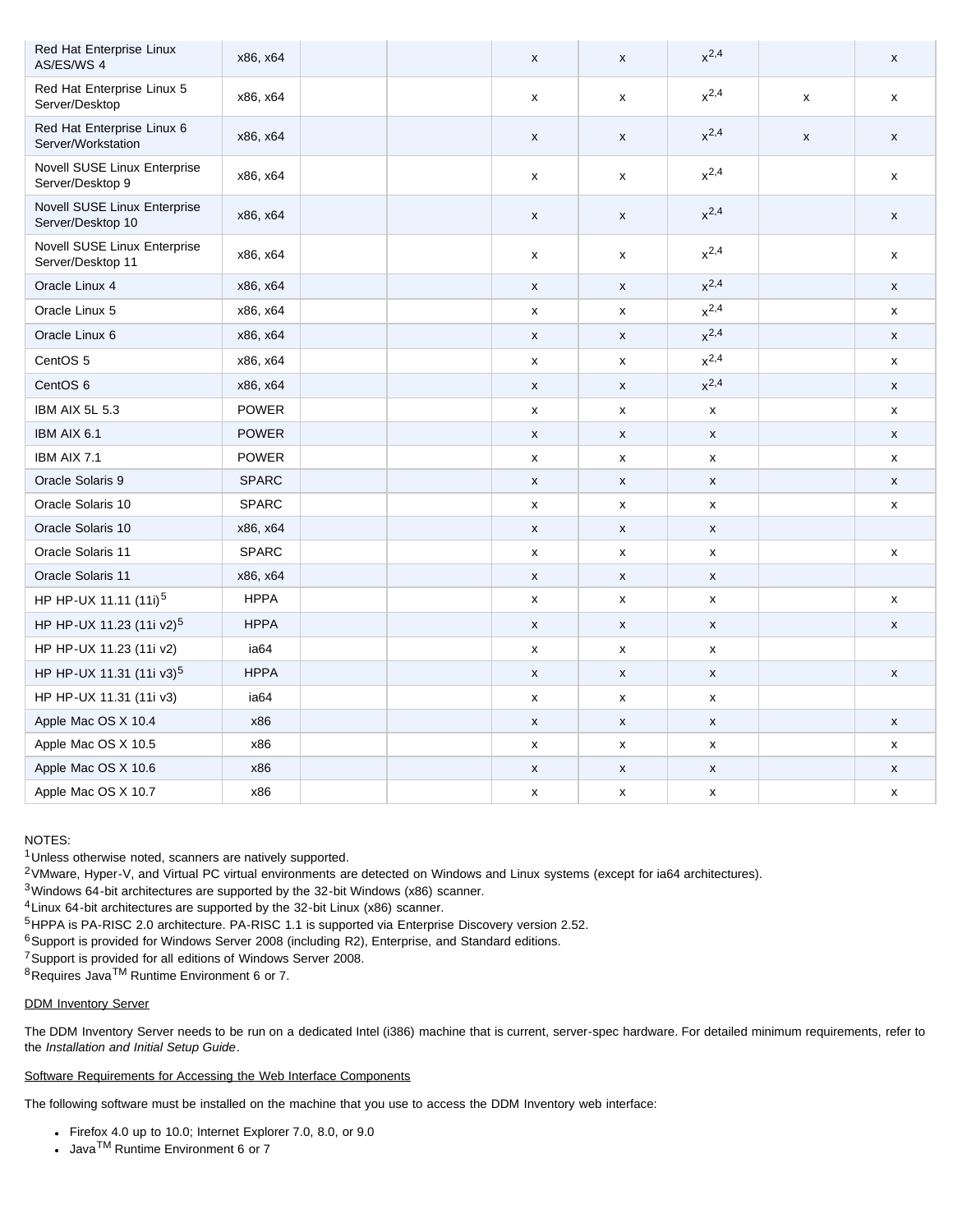| | | | | | | | | |
|---|---|---|---|---|---|---|---|---|
| Red Hat Enterprise Linux AS/ES/WS 4 | x86, x64 | | | x | x | x[2,4] | | x |
| Red Hat Enterprise Linux 5 Server/Desktop | x86, x64 | | | x | x | x[2,4] | x | x |
| Red Hat Enterprise Linux 6 Server/Workstation | x86, x64 | | | x | x | x[2,4] | x | x |
| Novell SUSE Linux Enterprise Server/Desktop 9 | x86, x64 | | | x | x | x[2,4] | | x |
| Novell SUSE Linux Enterprise Server/Desktop 10 | x86, x64 | | | x | x | x[2,4] | | x |
| Novell SUSE Linux Enterprise Server/Desktop 11 | x86, x64 | | | x | x | x[2,4] | | x |
| Oracle Linux 4 | x86, x64 | | | x | x | x[2,4] | | x |
| Oracle Linux 5 | x86, x64 | | | x | x | x[2,4] | | x |
| Oracle Linux 6 | x86, x64 | | | x | x | x[2,4] | | x |
| CentOS 5 | x86, x64 | | | x | x | x[2,4] | | x |
| CentOS 6 | x86, x64 | | | x | x | x[2,4] | | x |
| IBM AIX 5L 5.3 | POWER | | | x | x | x | | x |
| IBM AIX 6.1 | POWER | | | x | x | x | | x |
| IBM AIX 7.1 | POWER | | | x | x | x | | x |
| Oracle Solaris 9 | SPARC | | | x | x | x | | x |
| Oracle Solaris 10 | SPARC | | | x | x | x | | x |
| Oracle Solaris 10 | x86, x64 | | | x | x | x | | |
| Oracle Solaris 11 | SPARC | | | x | x | x | | x |
| Oracle Solaris 11 | x86, x64 | | | x | x | x | | |
| HP HP-UX 11.11 (11i)[5] | HPPA | | | x | x | x | | x |
| HP HP-UX 11.23 (11i v2)[5] | HPPA | | | x | x | x | | x |
| HP HP-UX 11.23 (11i v2) | ia64 | | | x | x | x | | |
| HP HP-UX 11.31 (11i v3)[5] | HPPA | | | x | x | x | | x |
| HP HP-UX 11.31 (11i v3) | ia64 | | | x | x | x | | |
| Apple Mac OS X 10.4 | x86 | | | x | x | x | | x |
| Apple Mac OS X 10.5 | x86 | | | x | x | x | | x |
| Apple Mac OS X 10.6 | x86 | | | x | x | x | | x |
| Apple Mac OS X 10.7 | x86 | | | x | x | x | | x |

NOTES:
[1] Unless otherwise noted, scanners are natively supported.
[2] VMware, Hyper-V, and Virtual PC virtual environments are detected on Windows and Linux systems (except for ia64 architectures).
[3] Windows 64-bit architectures are supported by the 32-bit Windows (x86) scanner.
[4] Linux 64-bit architectures are supported by the 32-bit Linux (x86) scanner.
[5] HPPA is PA-RISC 2.0 architecture. PA-RISC 1.1 is supported via Enterprise Discovery version 2.52.
[6] Support is provided for Windows Server 2008 (including R2), Enterprise, and Standard editions.
[7] Support is provided for all editions of Windows Server 2008.
[8] Requires Java[TM] Runtime Environment 6 or 7.

DDM Inventory Server

The DDM Inventory Server needs to be run on a dedicated Intel (i386) machine that is current, server-spec hardware. For detailed minimum requirements, refer to the *Installation and Initial Setup Guide*.

Software Requirements for Accessing the Web Interface Components

The following software must be installed on the machine that you use to access the DDM Inventory web interface:

- Firefox 4.0 up to 10.0; Internet Explorer 7.0, 8.0, or 9.0
- Java[TM] Runtime Environment 6 or 7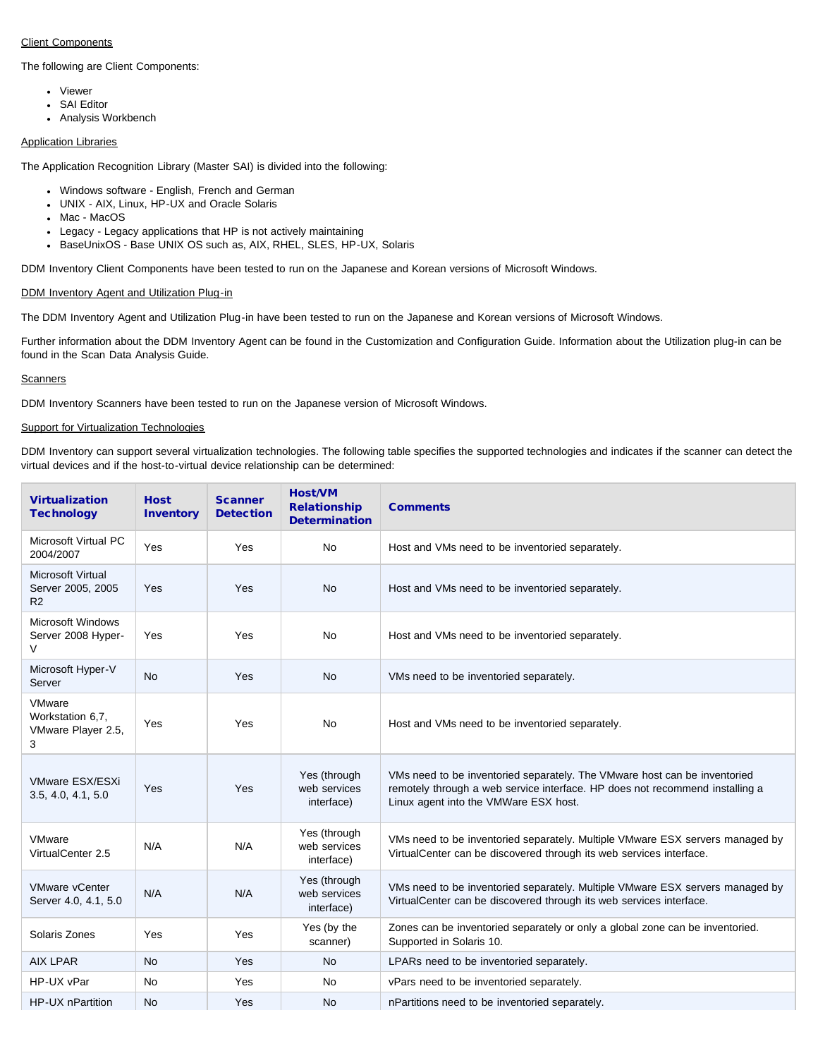Client Components

The following are Client Components:

- Viewer
- SAI Editor
- Analysis Workbench

Application Libraries

The Application Recognition Library (Master SAI) is divided into the following:

- Windows software - English, French and German
- UNIX - AIX, Linux, HP-UX and Oracle Solaris
- Mac - MacOS
- Legacy - Legacy applications that HP is not actively maintaining
- BaseUnixOS - Base UNIX OS such as, AIX, RHEL, SLES, HP-UX, Solaris

DDM Inventory Client Components have been tested to run on the Japanese and Korean versions of Microsoft Windows.

DDM Inventory Agent and Utilization Plug-in

The DDM Inventory Agent and Utilization Plug-in have been tested to run on the Japanese and Korean versions of Microsoft Windows.

Further information about the DDM Inventory Agent can be found in the Customization and Configuration Guide. Information about the Utilization plug-in can be found in the Scan Data Analysis Guide.

Scanners

DDM Inventory Scanners have been tested to run on the Japanese version of Microsoft Windows.

Support for Virtualization Technologies

DDM Inventory can support several virtualization technologies. The following table specifies the supported technologies and indicates if the scanner can detect the virtual devices and if the host-to-virtual device relationship can be determined:

| Virtualization Technology | Host Inventory | Scanner Detection | Host/VM Relationship Determination | Comments |
|---|---|---|---|---|
| Microsoft Virtual PC 2004/2007 | Yes | Yes | No | Host and VMs need to be inventoried separately. |
| Microsoft Virtual Server 2005, 2005 R2 | Yes | Yes | No | Host and VMs need to be inventoried separately. |
| Microsoft Windows Server 2008 Hyper-V | Yes | Yes | No | Host and VMs need to be inventoried separately. |
| Microsoft Hyper-V Server | No | Yes | No | VMs need to be inventoried separately. |
| VMware Workstation 6,7, VMware Player 2.5, 3 | Yes | Yes | No | Host and VMs need to be inventoried separately. |
| VMware ESX/ESXi 3.5, 4.0, 4.1, 5.0 | Yes | Yes | Yes (through web services interface) | VMs need to be inventoried separately. The VMware host can be inventoried remotely through a web service interface. HP does not recommend installing a Linux agent into the VMWare ESX host. |
| VMware VirtualCenter 2.5 | N/A | N/A | Yes (through web services interface) | VMs need to be inventoried separately. Multiple VMware ESX servers managed by VirtualCenter can be discovered through its web services interface. |
| VMware vCenter Server 4.0, 4.1, 5.0 | N/A | N/A | Yes (through web services interface) | VMs need to be inventoried separately. Multiple VMware ESX servers managed by VirtualCenter can be discovered through its web services interface. |
| Solaris Zones | Yes | Yes | Yes (by the scanner) | Zones can be inventoried separately or only a global zone can be inventoried. Supported in Solaris 10. |
| AIX LPAR | No | Yes | No | LPARs need to be inventoried separately. |
| HP-UX vPar | No | Yes | No | vPars need to be inventoried separately. |
| HP-UX nPartition | No | Yes | No | nPartitions need to be inventoried separately. |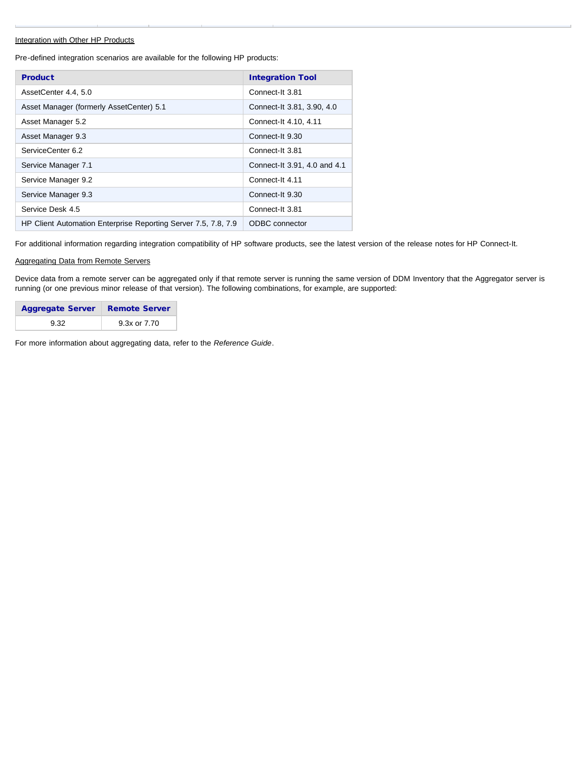Integration with Other HP Products

Pre-defined integration scenarios are available for the following HP products:

| Product | Integration Tool |
| --- | --- |
| AssetCenter 4.4, 5.0 | Connect-It 3.81 |
| Asset Manager (formerly AssetCenter) 5.1 | Connect-It 3.81, 3.90, 4.0 |
| Asset Manager 5.2 | Connect-It 4.10, 4.11 |
| Asset Manager 9.3 | Connect-It 9.30 |
| ServiceCenter 6.2 | Connect-It 3.81 |
| Service Manager 7.1 | Connect-It 3.91, 4.0 and 4.1 |
| Service Manager 9.2 | Connect-It 4.11 |
| Service Manager 9.3 | Connect-It 9.30 |
| Service Desk 4.5 | Connect-It 3.81 |
| HP Client Automation Enterprise Reporting Server 7.5, 7.8, 7.9 | ODBC connector |

For additional information regarding integration compatibility of HP software products, see the latest version of the release notes for HP Connect-It.

Aggregating Data from Remote Servers

Device data from a remote server can be aggregated only if that remote server is running the same version of DDM Inventory that the Aggregator server is running (or one previous minor release of that version). The following combinations, for example, are supported:

| Aggregate Server | Remote Server |
| --- | --- |
| 9.32 | 9.3x or 7.70 |

For more information about aggregating data, refer to the *Reference Guide*.